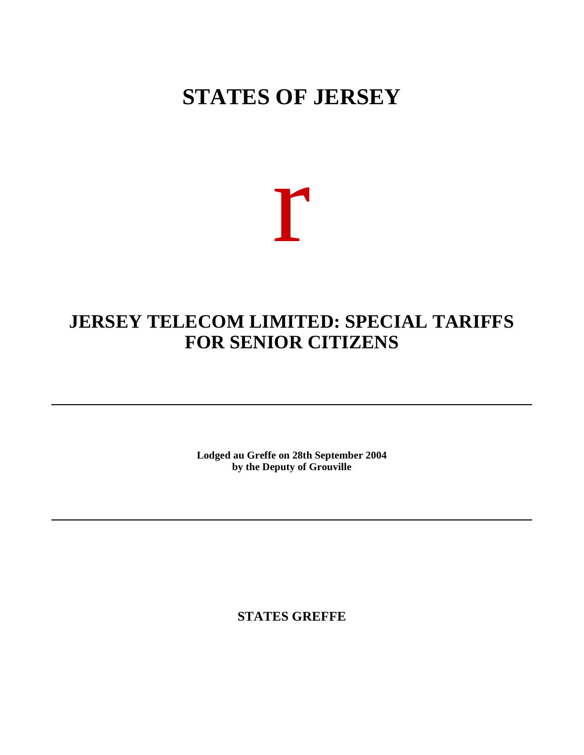# STATES OF JERSEY

r

## JERSEY TELECOM LIMITED: SPECIAL TARIFFS FOR SENIOR CITIZENS

---

**Lodged au Greffe on 28th September 2004**
**by the Deputy of Grouville**

---

**STATES GREFFE**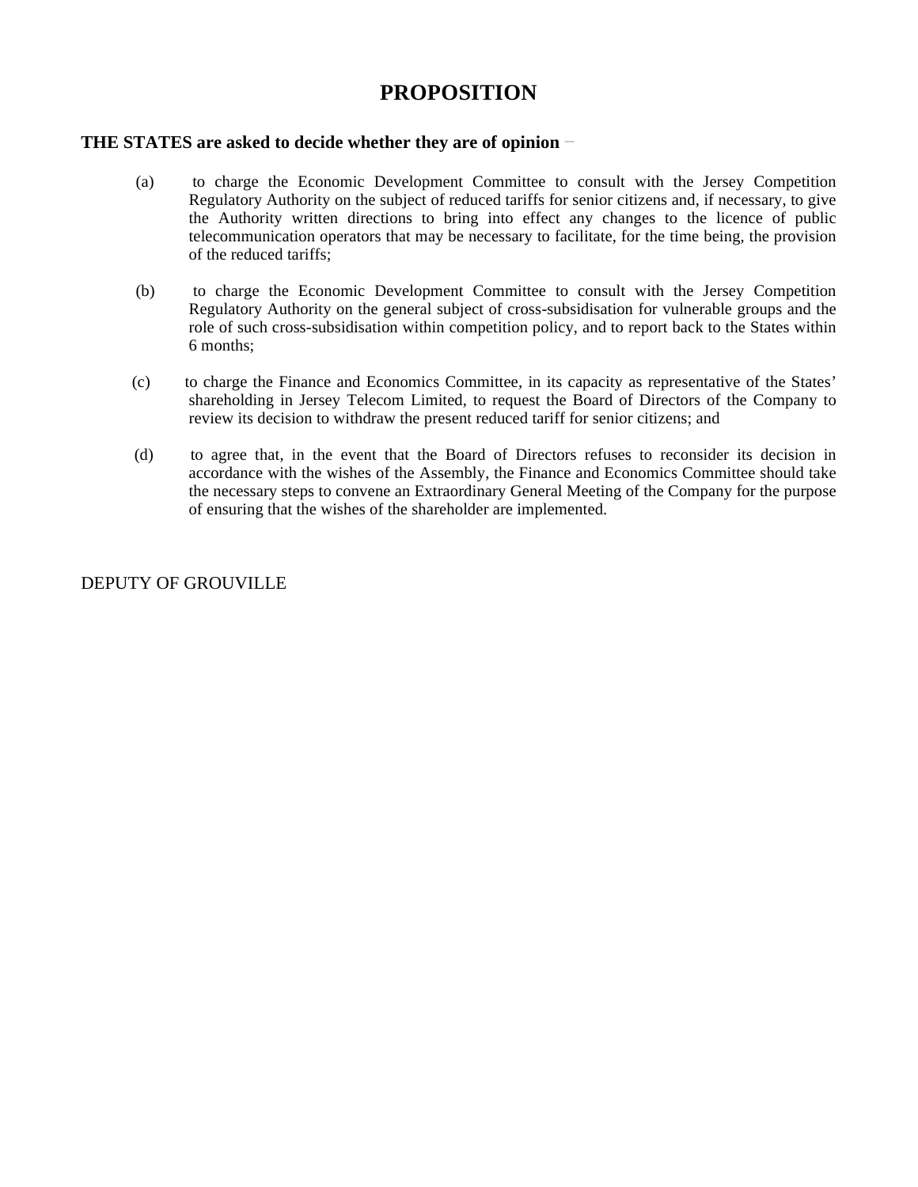# PROPOSITION

**THE STATES are asked to decide whether they are of opinion** −

(a) to charge the Economic Development Committee to consult with the Jersey Competition Regulatory Authority on the subject of reduced tariffs for senior citizens and, if necessary, to give the Authority written directions to bring into effect any changes to the licence of public telecommunication operators that may be necessary to facilitate, for the time being, the provision of the reduced tariffs;

(b) to charge the Economic Development Committee to consult with the Jersey Competition Regulatory Authority on the general subject of cross-subsidisation for vulnerable groups and the role of such cross-subsidisation within competition policy, and to report back to the States within 6 months;

(c) to charge the Finance and Economics Committee, in its capacity as representative of the States' shareholding in Jersey Telecom Limited, to request the Board of Directors of the Company to review its decision to withdraw the present reduced tariff for senior citizens; and

(d) to agree that, in the event that the Board of Directors refuses to reconsider its decision in accordance with the wishes of the Assembly, the Finance and Economics Committee should take the necessary steps to convene an Extraordinary General Meeting of the Company for the purpose of ensuring that the wishes of the shareholder are implemented.

DEPUTY OF GROUVILLE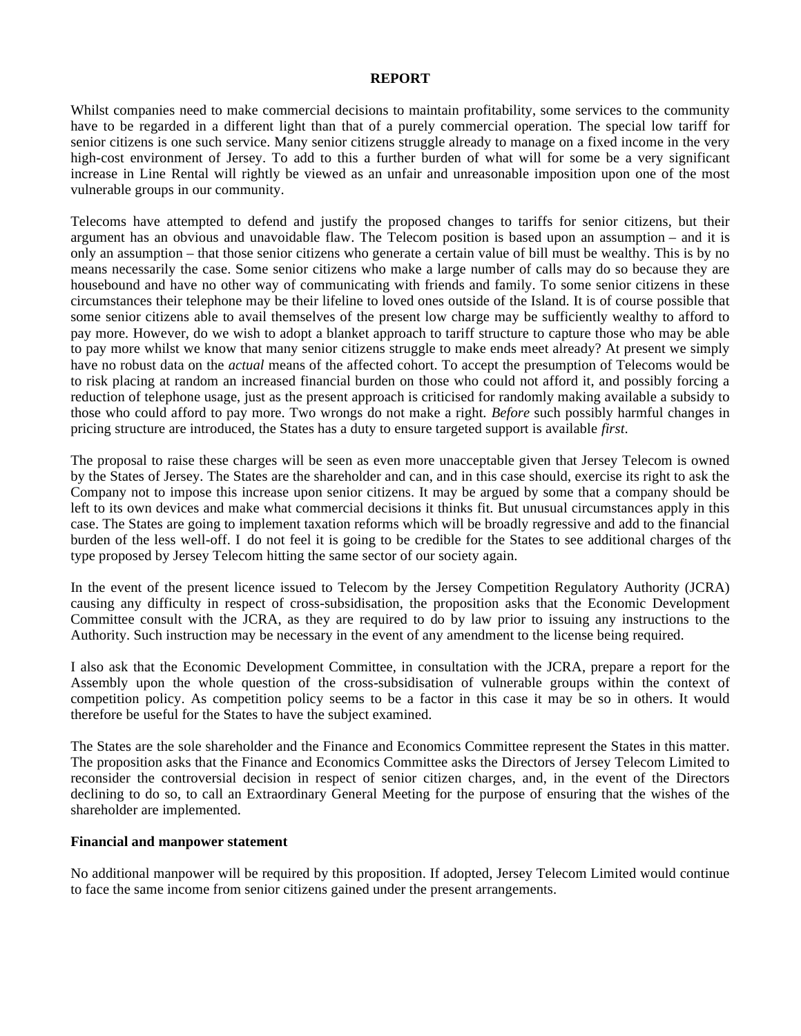**REPORT**

Whilst companies need to make commercial decisions to maintain profitability, some services to the community have to be regarded in a different light than that of a purely commercial operation. The special low tariff for senior citizens is one such service. Many senior citizens struggle already to manage on a fixed income in the very high-cost environment of Jersey. To add to this a further burden of what will for some be a very significant increase in Line Rental will rightly be viewed as an unfair and unreasonable imposition upon one of the most vulnerable groups in our community.

Telecoms have attempted to defend and justify the proposed changes to tariffs for senior citizens, but their argument has an obvious and unavoidable flaw. The Telecom position is based upon an assumption – and it is only an assumption – that those senior citizens who generate a certain value of bill must be wealthy. This is by no means necessarily the case. Some senior citizens who make a large number of calls may do so because they are housebound and have no other way of communicating with friends and family. To some senior citizens in these circumstances their telephone may be their lifeline to loved ones outside of the Island. It is of course possible that some senior citizens able to avail themselves of the present low charge may be sufficiently wealthy to afford to pay more. However, do we wish to adopt a blanket approach to tariff structure to capture those who may be able to pay more whilst we know that many senior citizens struggle to make ends meet already? At present we simply have no robust data on the *actual* means of the affected cohort. To accept the presumption of Telecoms would be to risk placing at random an increased financial burden on those who could not afford it, and possibly forcing a reduction of telephone usage, just as the present approach is criticised for randomly making available a subsidy to those who could afford to pay more. Two wrongs do not make a right. *Before* such possibly harmful changes in pricing structure are introduced, the States has a duty to ensure targeted support is available *first*.

The proposal to raise these charges will be seen as even more unacceptable given that Jersey Telecom is owned by the States of Jersey. The States are the shareholder and can, and in this case should, exercise its right to ask the Company not to impose this increase upon senior citizens. It may be argued by some that a company should be left to its own devices and make what commercial decisions it thinks fit. But unusual circumstances apply in this case. The States are going to implement taxation reforms which will be broadly regressive and add to the financial burden of the less well-off. I do not feel it is going to be credible for the States to see additional charges of the type proposed by Jersey Telecom hitting the same sector of our society again.

In the event of the present licence issued to Telecom by the Jersey Competition Regulatory Authority (JCRA) causing any difficulty in respect of cross-subsidisation, the proposition asks that the Economic Development Committee consult with the JCRA, as they are required to do by law prior to issuing any instructions to the Authority. Such instruction may be necessary in the event of any amendment to the license being required.

I also ask that the Economic Development Committee, in consultation with the JCRA, prepare a report for the Assembly upon the whole question of the cross-subsidisation of vulnerable groups within the context of competition policy. As competition policy seems to be a factor in this case it may be so in others. It would therefore be useful for the States to have the subject examined.

The States are the sole shareholder and the Finance and Economics Committee represent the States in this matter. The proposition asks that the Finance and Economics Committee asks the Directors of Jersey Telecom Limited to reconsider the controversial decision in respect of senior citizen charges, and, in the event of the Directors declining to do so, to call an Extraordinary General Meeting for the purpose of ensuring that the wishes of the shareholder are implemented.

**Financial and manpower statement**

No additional manpower will be required by this proposition. If adopted, Jersey Telecom Limited would continue to face the same income from senior citizens gained under the present arrangements.